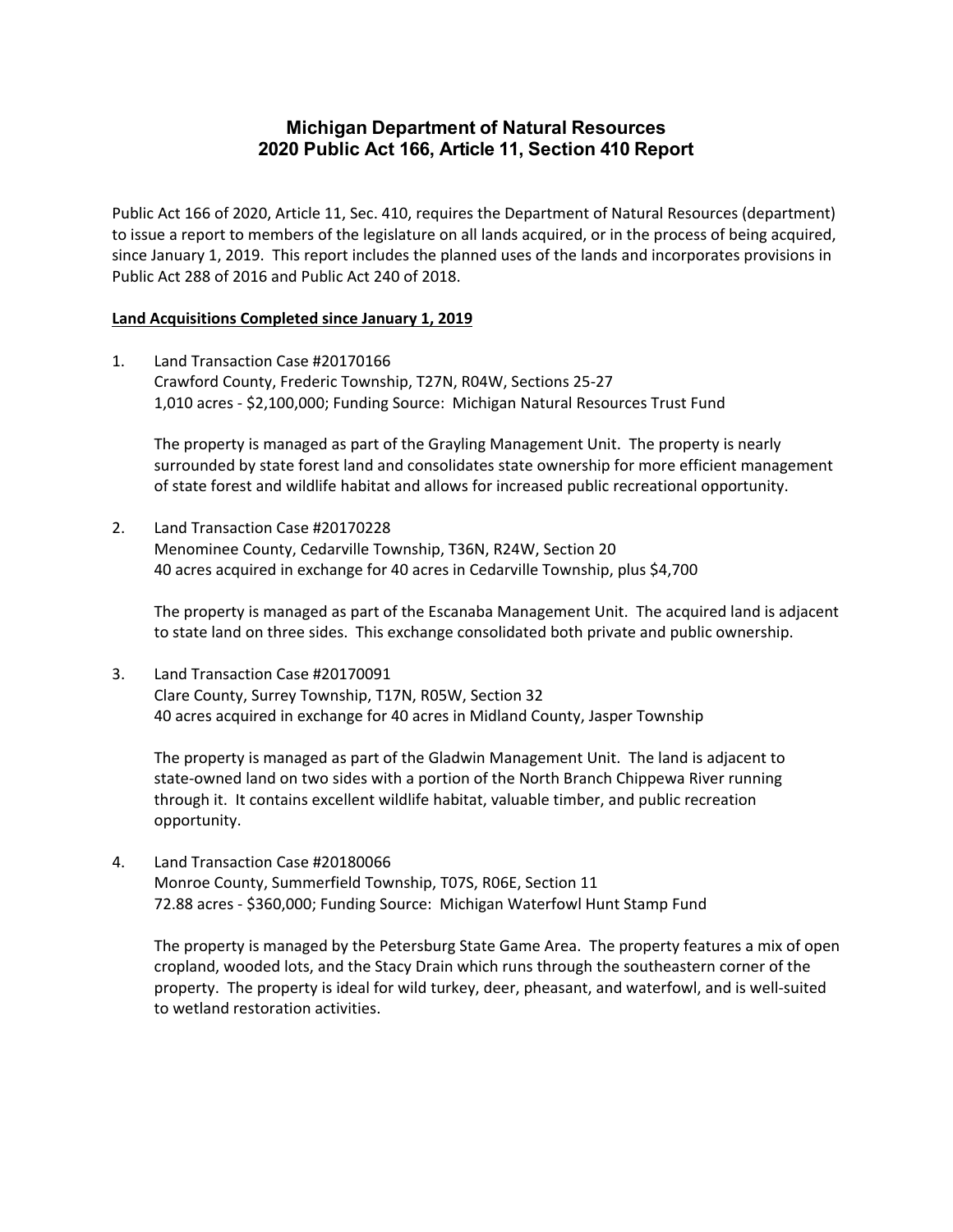# Michigan Department of Natural Resources
# 2020 Public Act 166, Article 11, Section 410 Report

Public Act 166 of 2020, Article 11, Sec. 410, requires the Department of Natural Resources (department) to issue a report to members of the legislature on all lands acquired, or in the process of being acquired, since January 1, 2019. This report includes the planned uses of the lands and incorporates provisions in Public Act 288 of 2016 and Public Act 240 of 2018.

**Land Acquisitions Completed since January 1, 2019**

1. Land Transaction Case #20170166
   Crawford County, Frederic Township, T27N, R04W, Sections 25-27
   1,010 acres - $2,100,000; Funding Source: Michigan Natural Resources Trust Fund

   The property is managed as part of the Grayling Management Unit. The property is nearly surrounded by state forest land and consolidates state ownership for more efficient management of state forest and wildlife habitat and allows for increased public recreational opportunity.

2. Land Transaction Case #20170228
   Menominee County, Cedarville Township, T36N, R24W, Section 20
   40 acres acquired in exchange for 40 acres in Cedarville Township, plus $4,700

   The property is managed as part of the Escanaba Management Unit. The acquired land is adjacent to state land on three sides. This exchange consolidated both private and public ownership.

3. Land Transaction Case #20170091
   Clare County, Surrey Township, T17N, R05W, Section 32
   40 acres acquired in exchange for 40 acres in Midland County, Jasper Township

   The property is managed as part of the Gladwin Management Unit. The land is adjacent to state-owned land on two sides with a portion of the North Branch Chippewa River running through it. It contains excellent wildlife habitat, valuable timber, and public recreation opportunity.

4. Land Transaction Case #20180066
   Monroe County, Summerfield Township, T07S, R06E, Section 11
   72.88 acres - $360,000; Funding Source: Michigan Waterfowl Hunt Stamp Fund

   The property is managed by the Petersburg State Game Area. The property features a mix of open cropland, wooded lots, and the Stacy Drain which runs through the southeastern corner of the property. The property is ideal for wild turkey, deer, pheasant, and waterfowl, and is well-suited to wetland restoration activities.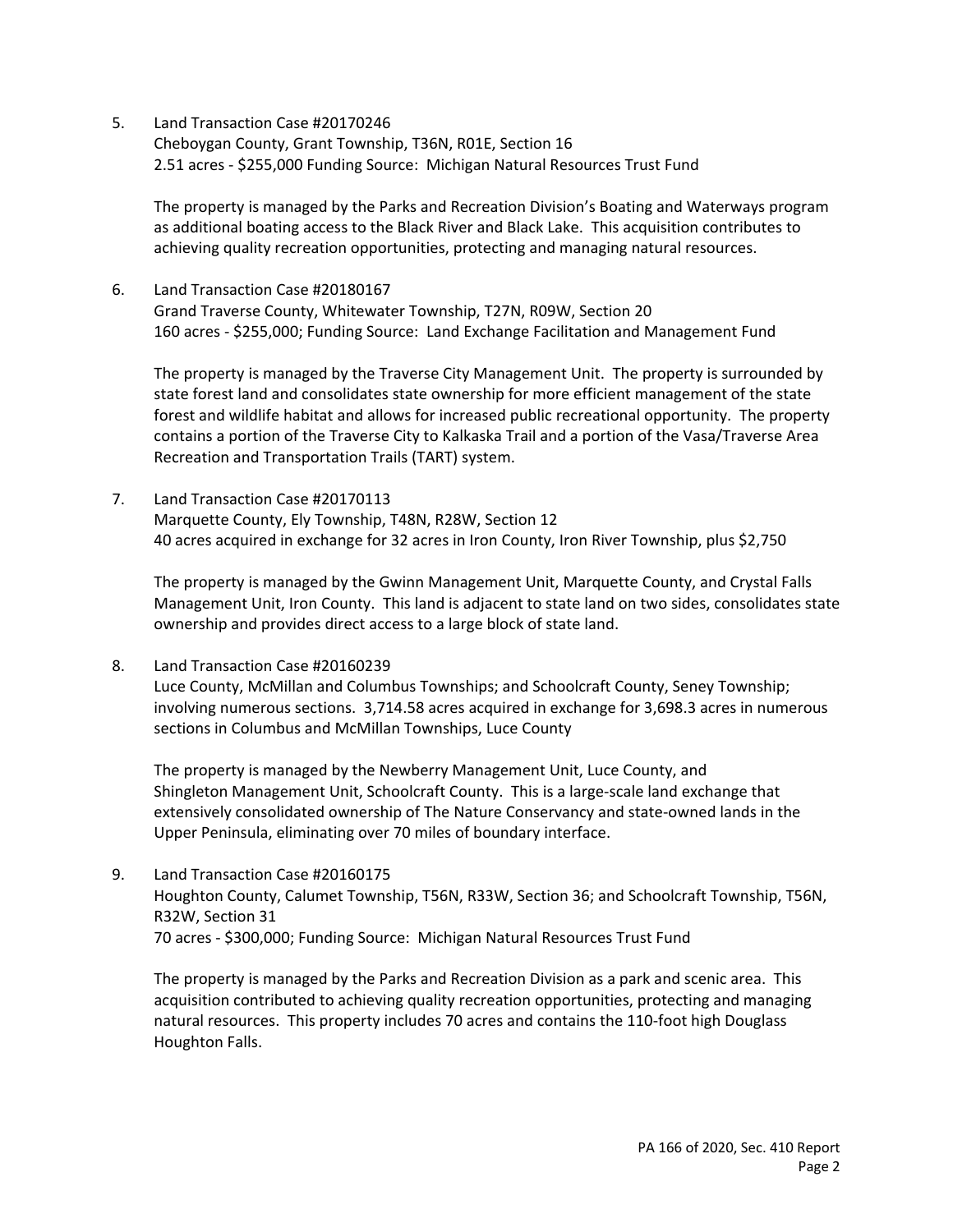5. Land Transaction Case #20170246
   Cheboygan County, Grant Township, T36N, R01E, Section 16
   2.51 acres - $255,000 Funding Source: Michigan Natural Resources Trust Fund

   The property is managed by the Parks and Recreation Division's Boating and Waterways program as additional boating access to the Black River and Black Lake. This acquisition contributes to achieving quality recreation opportunities, protecting and managing natural resources.

6. Land Transaction Case #20180167
   Grand Traverse County, Whitewater Township, T27N, R09W, Section 20
   160 acres - $255,000; Funding Source: Land Exchange Facilitation and Management Fund

   The property is managed by the Traverse City Management Unit. The property is surrounded by state forest land and consolidates state ownership for more efficient management of the state forest and wildlife habitat and allows for increased public recreational opportunity. The property contains a portion of the Traverse City to Kalkaska Trail and a portion of the Vasa/Traverse Area Recreation and Transportation Trails (TART) system.

7. Land Transaction Case #20170113
   Marquette County, Ely Township, T48N, R28W, Section 12
   40 acres acquired in exchange for 32 acres in Iron County, Iron River Township, plus $2,750

   The property is managed by the Gwinn Management Unit, Marquette County, and Crystal Falls Management Unit, Iron County. This land is adjacent to state land on two sides, consolidates state ownership and provides direct access to a large block of state land.

8. Land Transaction Case #20160239
   Luce County, McMillan and Columbus Townships; and Schoolcraft County, Seney Township; involving numerous sections. 3,714.58 acres acquired in exchange for 3,698.3 acres in numerous sections in Columbus and McMillan Townships, Luce County

   The property is managed by the Newberry Management Unit, Luce County, and Shingleton Management Unit, Schoolcraft County. This is a large-scale land exchange that extensively consolidated ownership of The Nature Conservancy and state-owned lands in the Upper Peninsula, eliminating over 70 miles of boundary interface.

9. Land Transaction Case #20160175
   Houghton County, Calumet Township, T56N, R33W, Section 36; and Schoolcraft Township, T56N, R32W, Section 31
   70 acres - $300,000; Funding Source: Michigan Natural Resources Trust Fund

   The property is managed by the Parks and Recreation Division as a park and scenic area. This acquisition contributed to achieving quality recreation opportunities, protecting and managing natural resources. This property includes 70 acres and contains the 110-foot high Douglass Houghton Falls.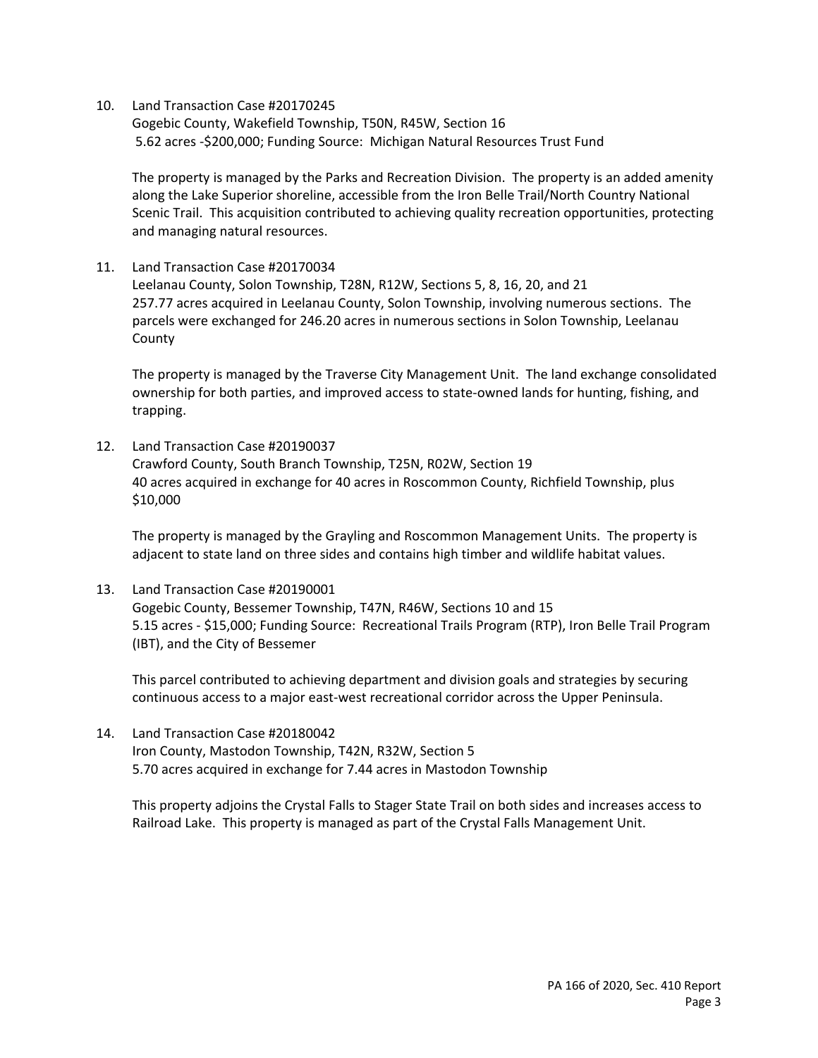10. Land Transaction Case #20170245
    Gogebic County, Wakefield Township, T50N, R45W, Section 16
    5.62 acres -$200,000; Funding Source: Michigan Natural Resources Trust Fund

    The property is managed by the Parks and Recreation Division. The property is an added amenity along the Lake Superior shoreline, accessible from the Iron Belle Trail/North Country National Scenic Trail. This acquisition contributed to achieving quality recreation opportunities, protecting and managing natural resources.

11. Land Transaction Case #20170034
    Leelanau County, Solon Township, T28N, R12W, Sections 5, 8, 16, 20, and 21
    257.77 acres acquired in Leelanau County, Solon Township, involving numerous sections. The parcels were exchanged for 246.20 acres in numerous sections in Solon Township, Leelanau County

    The property is managed by the Traverse City Management Unit. The land exchange consolidated ownership for both parties, and improved access to state-owned lands for hunting, fishing, and trapping.

12. Land Transaction Case #20190037
    Crawford County, South Branch Township, T25N, R02W, Section 19
    40 acres acquired in exchange for 40 acres in Roscommon County, Richfield Township, plus $10,000

    The property is managed by the Grayling and Roscommon Management Units. The property is adjacent to state land on three sides and contains high timber and wildlife habitat values.

13. Land Transaction Case #20190001
    Gogebic County, Bessemer Township, T47N, R46W, Sections 10 and 15
    5.15 acres - $15,000; Funding Source: Recreational Trails Program (RTP), Iron Belle Trail Program (IBT), and the City of Bessemer

    This parcel contributed to achieving department and division goals and strategies by securing continuous access to a major east-west recreational corridor across the Upper Peninsula.

14. Land Transaction Case #20180042
    Iron County, Mastodon Township, T42N, R32W, Section 5
    5.70 acres acquired in exchange for 7.44 acres in Mastodon Township

    This property adjoins the Crystal Falls to Stager State Trail on both sides and increases access to Railroad Lake. This property is managed as part of the Crystal Falls Management Unit.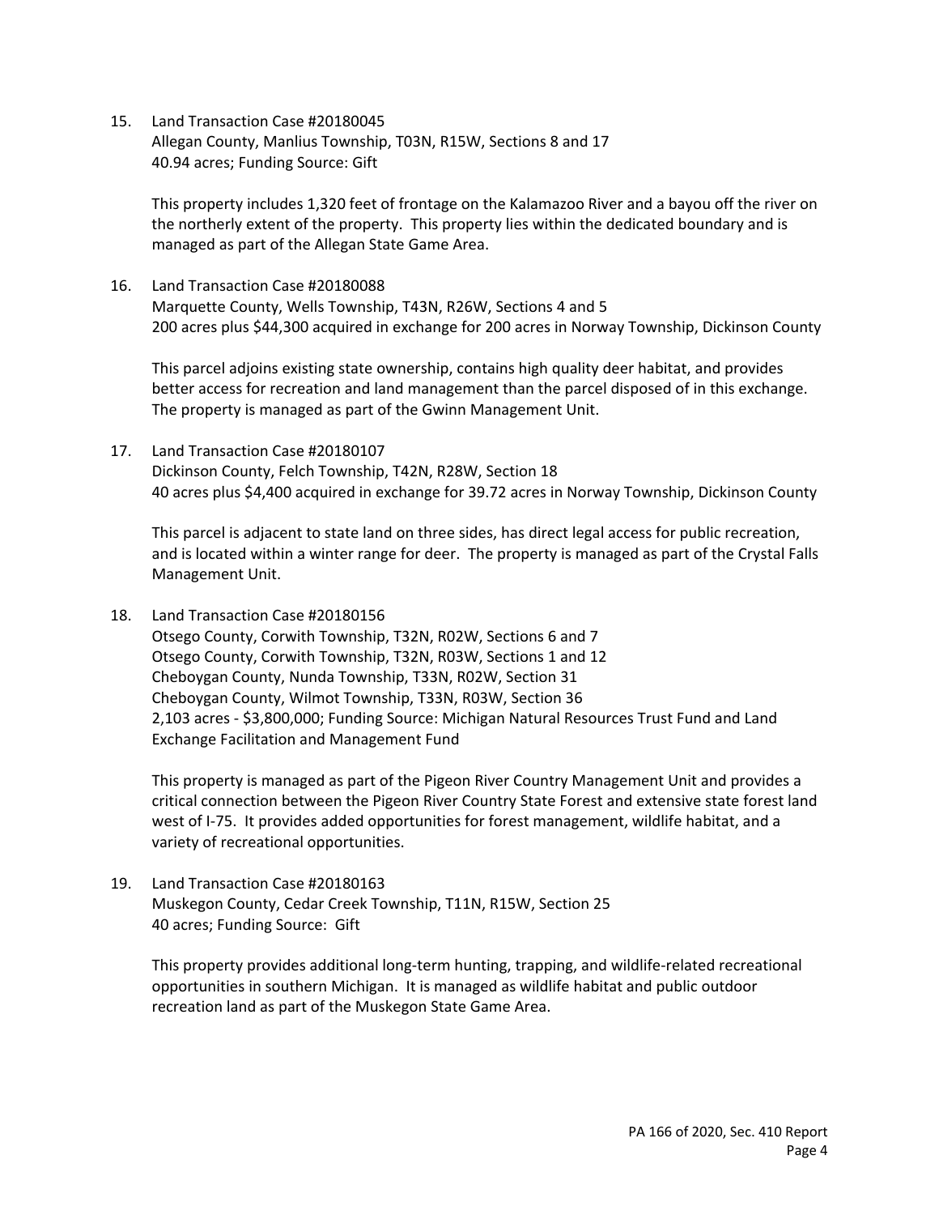15. Land Transaction Case #20180045
    Allegan County, Manlius Township, T03N, R15W, Sections 8 and 17
    40.94 acres; Funding Source: Gift

    This property includes 1,320 feet of frontage on the Kalamazoo River and a bayou off the river on the northerly extent of the property. This property lies within the dedicated boundary and is managed as part of the Allegan State Game Area.

16. Land Transaction Case #20180088
    Marquette County, Wells Township, T43N, R26W, Sections 4 and 5
    200 acres plus $44,300 acquired in exchange for 200 acres in Norway Township, Dickinson County

    This parcel adjoins existing state ownership, contains high quality deer habitat, and provides better access for recreation and land management than the parcel disposed of in this exchange. The property is managed as part of the Gwinn Management Unit.

17. Land Transaction Case #20180107
    Dickinson County, Felch Township, T42N, R28W, Section 18
    40 acres plus $4,400 acquired in exchange for 39.72 acres in Norway Township, Dickinson County

    This parcel is adjacent to state land on three sides, has direct legal access for public recreation, and is located within a winter range for deer. The property is managed as part of the Crystal Falls Management Unit.

18. Land Transaction Case #20180156
    Otsego County, Corwith Township, T32N, R02W, Sections 6 and 7
    Otsego County, Corwith Township, T32N, R03W, Sections 1 and 12
    Cheboygan County, Nunda Township, T33N, R02W, Section 31
    Cheboygan County, Wilmot Township, T33N, R03W, Section 36
    2,103 acres - $3,800,000; Funding Source: Michigan Natural Resources Trust Fund and Land Exchange Facilitation and Management Fund

    This property is managed as part of the Pigeon River Country Management Unit and provides a critical connection between the Pigeon River Country State Forest and extensive state forest land west of I-75. It provides added opportunities for forest management, wildlife habitat, and a variety of recreational opportunities.

19. Land Transaction Case #20180163
    Muskegon County, Cedar Creek Township, T11N, R15W, Section 25
    40 acres; Funding Source: Gift

    This property provides additional long-term hunting, trapping, and wildlife-related recreational opportunities in southern Michigan. It is managed as wildlife habitat and public outdoor recreation land as part of the Muskegon State Game Area.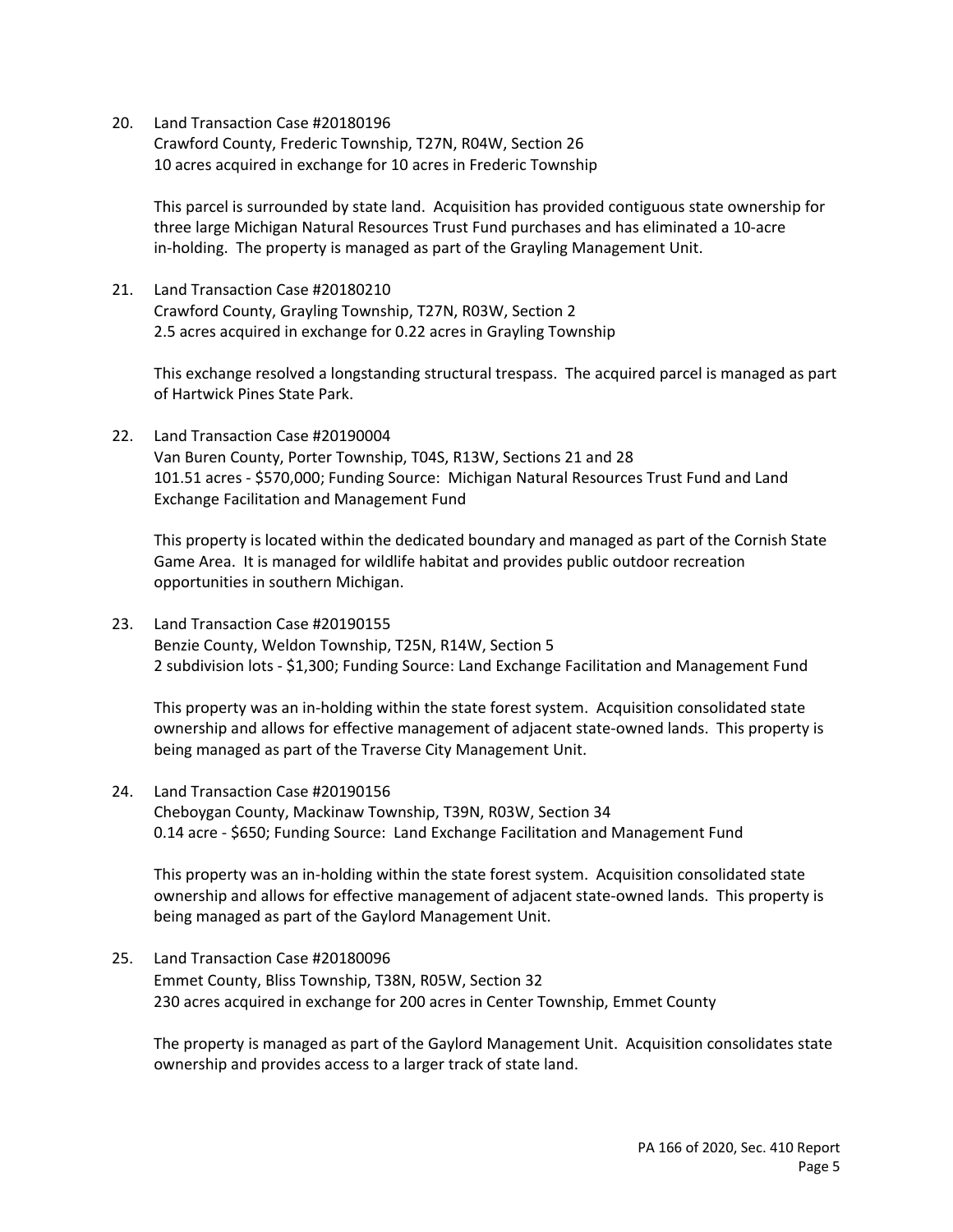20. Land Transaction Case #20180196
    Crawford County, Frederic Township, T27N, R04W, Section 26
    10 acres acquired in exchange for 10 acres in Frederic Township

    This parcel is surrounded by state land. Acquisition has provided contiguous state ownership for three large Michigan Natural Resources Trust Fund purchases and has eliminated a 10-acre in-holding. The property is managed as part of the Grayling Management Unit.

21. Land Transaction Case #20180210
    Crawford County, Grayling Township, T27N, R03W, Section 2
    2.5 acres acquired in exchange for 0.22 acres in Grayling Township

    This exchange resolved a longstanding structural trespass. The acquired parcel is managed as part of Hartwick Pines State Park.

22. Land Transaction Case #20190004
    Van Buren County, Porter Township, T04S, R13W, Sections 21 and 28
    101.51 acres - $570,000; Funding Source: Michigan Natural Resources Trust Fund and Land Exchange Facilitation and Management Fund

    This property is located within the dedicated boundary and managed as part of the Cornish State Game Area. It is managed for wildlife habitat and provides public outdoor recreation opportunities in southern Michigan.

23. Land Transaction Case #20190155
    Benzie County, Weldon Township, T25N, R14W, Section 5
    2 subdivision lots - $1,300; Funding Source: Land Exchange Facilitation and Management Fund

    This property was an in-holding within the state forest system. Acquisition consolidated state ownership and allows for effective management of adjacent state-owned lands. This property is being managed as part of the Traverse City Management Unit.

24. Land Transaction Case #20190156
    Cheboygan County, Mackinaw Township, T39N, R03W, Section 34
    0.14 acre - $650; Funding Source: Land Exchange Facilitation and Management Fund

    This property was an in-holding within the state forest system. Acquisition consolidated state ownership and allows for effective management of adjacent state-owned lands. This property is being managed as part of the Gaylord Management Unit.

25. Land Transaction Case #20180096
    Emmet County, Bliss Township, T38N, R05W, Section 32
    230 acres acquired in exchange for 200 acres in Center Township, Emmet County

    The property is managed as part of the Gaylord Management Unit. Acquisition consolidates state ownership and provides access to a larger track of state land.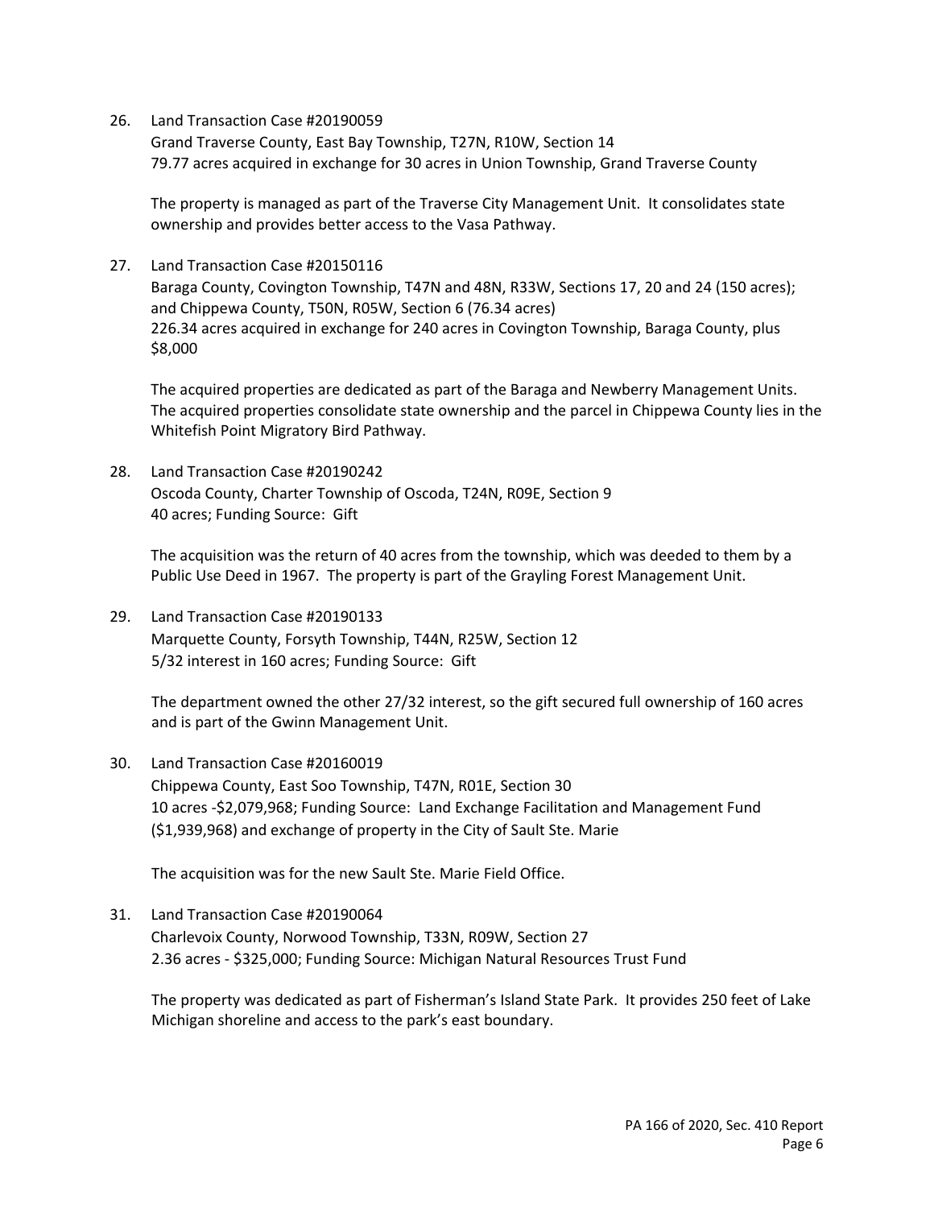26. Land Transaction Case #20190059
    Grand Traverse County, East Bay Township, T27N, R10W, Section 14
    79.77 acres acquired in exchange for 30 acres in Union Township, Grand Traverse County

    The property is managed as part of the Traverse City Management Unit. It consolidates state ownership and provides better access to the Vasa Pathway.

27. Land Transaction Case #20150116
    Baraga County, Covington Township, T47N and 48N, R33W, Sections 17, 20 and 24 (150 acres); and Chippewa County, T50N, R05W, Section 6 (76.34 acres)
    226.34 acres acquired in exchange for 240 acres in Covington Township, Baraga County, plus $8,000

    The acquired properties are dedicated as part of the Baraga and Newberry Management Units. The acquired properties consolidate state ownership and the parcel in Chippewa County lies in the Whitefish Point Migratory Bird Pathway.

28. Land Transaction Case #20190242
    Oscoda County, Charter Township of Oscoda, T24N, R09E, Section 9
    40 acres; Funding Source: Gift

    The acquisition was the return of 40 acres from the township, which was deeded to them by a Public Use Deed in 1967. The property is part of the Grayling Forest Management Unit.

29. Land Transaction Case #20190133
    Marquette County, Forsyth Township, T44N, R25W, Section 12
    5/32 interest in 160 acres; Funding Source: Gift

    The department owned the other 27/32 interest, so the gift secured full ownership of 160 acres and is part of the Gwinn Management Unit.

30. Land Transaction Case #20160019
    Chippewa County, East Soo Township, T47N, R01E, Section 30
    10 acres -$2,079,968; Funding Source: Land Exchange Facilitation and Management Fund ($1,939,968) and exchange of property in the City of Sault Ste. Marie

    The acquisition was for the new Sault Ste. Marie Field Office.

31. Land Transaction Case #20190064
    Charlevoix County, Norwood Township, T33N, R09W, Section 27
    2.36 acres - $325,000; Funding Source: Michigan Natural Resources Trust Fund

    The property was dedicated as part of Fisherman's Island State Park. It provides 250 feet of Lake Michigan shoreline and access to the park's east boundary.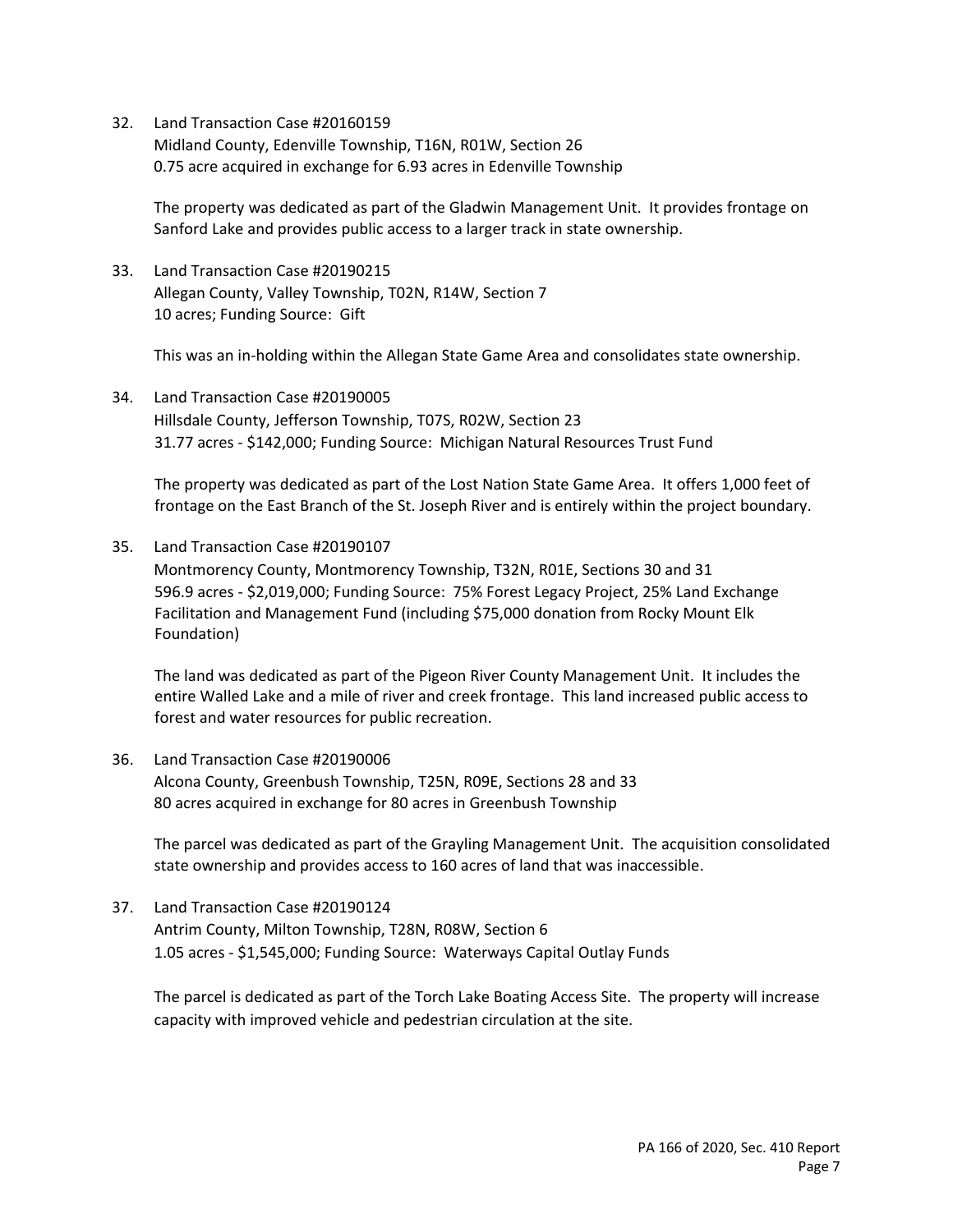32. Land Transaction Case #20160159
    Midland County, Edenville Township, T16N, R01W, Section 26
    0.75 acre acquired in exchange for 6.93 acres in Edenville Township

    The property was dedicated as part of the Gladwin Management Unit. It provides frontage on Sanford Lake and provides public access to a larger track in state ownership.

33. Land Transaction Case #20190215
    Allegan County, Valley Township, T02N, R14W, Section 7
    10 acres; Funding Source: Gift

    This was an in-holding within the Allegan State Game Area and consolidates state ownership.

34. Land Transaction Case #20190005
    Hillsdale County, Jefferson Township, T07S, R02W, Section 23
    31.77 acres - $142,000; Funding Source: Michigan Natural Resources Trust Fund

    The property was dedicated as part of the Lost Nation State Game Area. It offers 1,000 feet of frontage on the East Branch of the St. Joseph River and is entirely within the project boundary.

35. Land Transaction Case #20190107
    Montmorency County, Montmorency Township, T32N, R01E, Sections 30 and 31
    596.9 acres - $2,019,000; Funding Source: 75% Forest Legacy Project, 25% Land Exchange Facilitation and Management Fund (including $75,000 donation from Rocky Mount Elk Foundation)

    The land was dedicated as part of the Pigeon River County Management Unit. It includes the entire Walled Lake and a mile of river and creek frontage. This land increased public access to forest and water resources for public recreation.

36. Land Transaction Case #20190006
    Alcona County, Greenbush Township, T25N, R09E, Sections 28 and 33
    80 acres acquired in exchange for 80 acres in Greenbush Township

    The parcel was dedicated as part of the Grayling Management Unit. The acquisition consolidated state ownership and provides access to 160 acres of land that was inaccessible.

37. Land Transaction Case #20190124
    Antrim County, Milton Township, T28N, R08W, Section 6
    1.05 acres - $1,545,000; Funding Source: Waterways Capital Outlay Funds

    The parcel is dedicated as part of the Torch Lake Boating Access Site. The property will increase capacity with improved vehicle and pedestrian circulation at the site.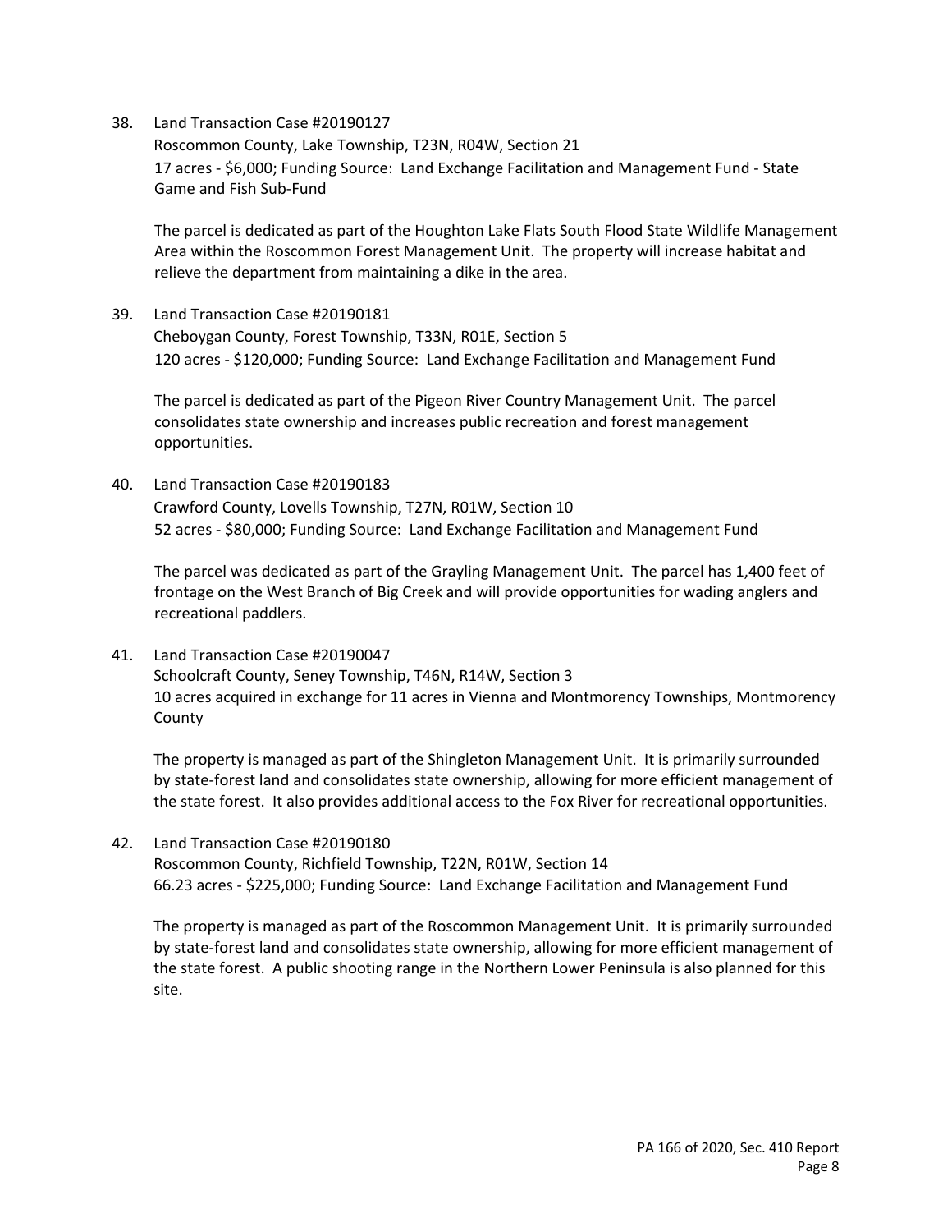38. Land Transaction Case #20190127
    Roscommon County, Lake Township, T23N, R04W, Section 21
    17 acres - $6,000; Funding Source: Land Exchange Facilitation and Management Fund - State Game and Fish Sub-Fund

    The parcel is dedicated as part of the Houghton Lake Flats South Flood State Wildlife Management Area within the Roscommon Forest Management Unit. The property will increase habitat and relieve the department from maintaining a dike in the area.

39. Land Transaction Case #20190181
    Cheboygan County, Forest Township, T33N, R01E, Section 5
    120 acres - $120,000; Funding Source: Land Exchange Facilitation and Management Fund

    The parcel is dedicated as part of the Pigeon River Country Management Unit. The parcel consolidates state ownership and increases public recreation and forest management opportunities.

40. Land Transaction Case #20190183
    Crawford County, Lovells Township, T27N, R01W, Section 10
    52 acres - $80,000; Funding Source: Land Exchange Facilitation and Management Fund

    The parcel was dedicated as part of the Grayling Management Unit. The parcel has 1,400 feet of frontage on the West Branch of Big Creek and will provide opportunities for wading anglers and recreational paddlers.

41. Land Transaction Case #20190047
    Schoolcraft County, Seney Township, T46N, R14W, Section 3
    10 acres acquired in exchange for 11 acres in Vienna and Montmorency Townships, Montmorency County

    The property is managed as part of the Shingleton Management Unit. It is primarily surrounded by state-forest land and consolidates state ownership, allowing for more efficient management of the state forest. It also provides additional access to the Fox River for recreational opportunities.

42. Land Transaction Case #20190180
    Roscommon County, Richfield Township, T22N, R01W, Section 14
    66.23 acres - $225,000; Funding Source: Land Exchange Facilitation and Management Fund

    The property is managed as part of the Roscommon Management Unit. It is primarily surrounded by state-forest land and consolidates state ownership, allowing for more efficient management of the state forest. A public shooting range in the Northern Lower Peninsula is also planned for this site.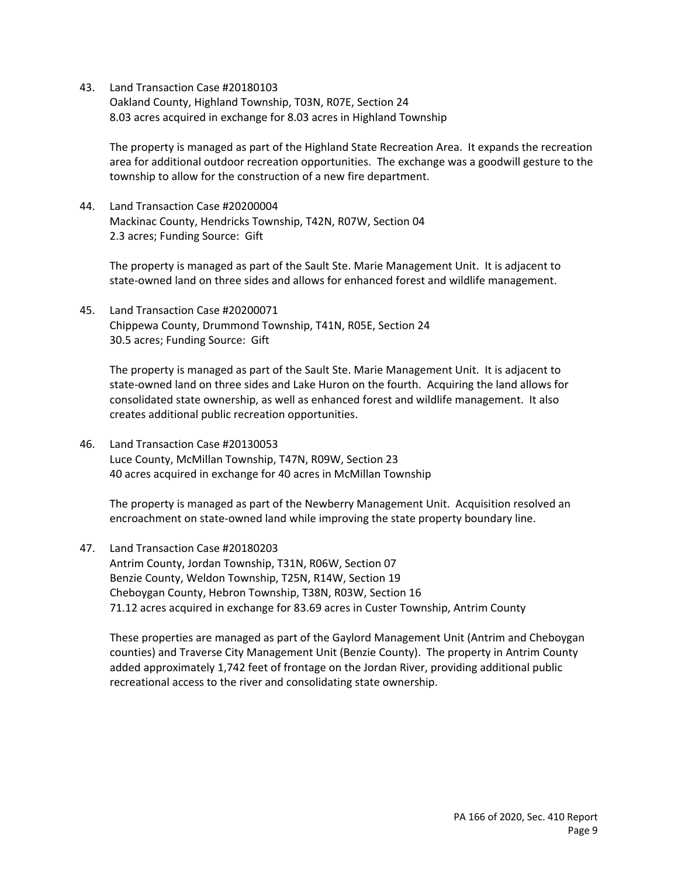43. Land Transaction Case #20180103
    Oakland County, Highland Township, T03N, R07E, Section 24
    8.03 acres acquired in exchange for 8.03 acres in Highland Township

    The property is managed as part of the Highland State Recreation Area. It expands the recreation area for additional outdoor recreation opportunities. The exchange was a goodwill gesture to the township to allow for the construction of a new fire department.

44. Land Transaction Case #20200004
    Mackinac County, Hendricks Township, T42N, R07W, Section 04
    2.3 acres; Funding Source: Gift

    The property is managed as part of the Sault Ste. Marie Management Unit. It is adjacent to state-owned land on three sides and allows for enhanced forest and wildlife management.

45. Land Transaction Case #20200071
    Chippewa County, Drummond Township, T41N, R05E, Section 24
    30.5 acres; Funding Source: Gift

    The property is managed as part of the Sault Ste. Marie Management Unit. It is adjacent to state-owned land on three sides and Lake Huron on the fourth. Acquiring the land allows for consolidated state ownership, as well as enhanced forest and wildlife management. It also creates additional public recreation opportunities.

46. Land Transaction Case #20130053
    Luce County, McMillan Township, T47N, R09W, Section 23
    40 acres acquired in exchange for 40 acres in McMillan Township

    The property is managed as part of the Newberry Management Unit. Acquisition resolved an encroachment on state-owned land while improving the state property boundary line.

47. Land Transaction Case #20180203
    Antrim County, Jordan Township, T31N, R06W, Section 07
    Benzie County, Weldon Township, T25N, R14W, Section 19
    Cheboygan County, Hebron Township, T38N, R03W, Section 16
    71.12 acres acquired in exchange for 83.69 acres in Custer Township, Antrim County

    These properties are managed as part of the Gaylord Management Unit (Antrim and Cheboygan counties) and Traverse City Management Unit (Benzie County). The property in Antrim County added approximately 1,742 feet of frontage on the Jordan River, providing additional public recreational access to the river and consolidating state ownership.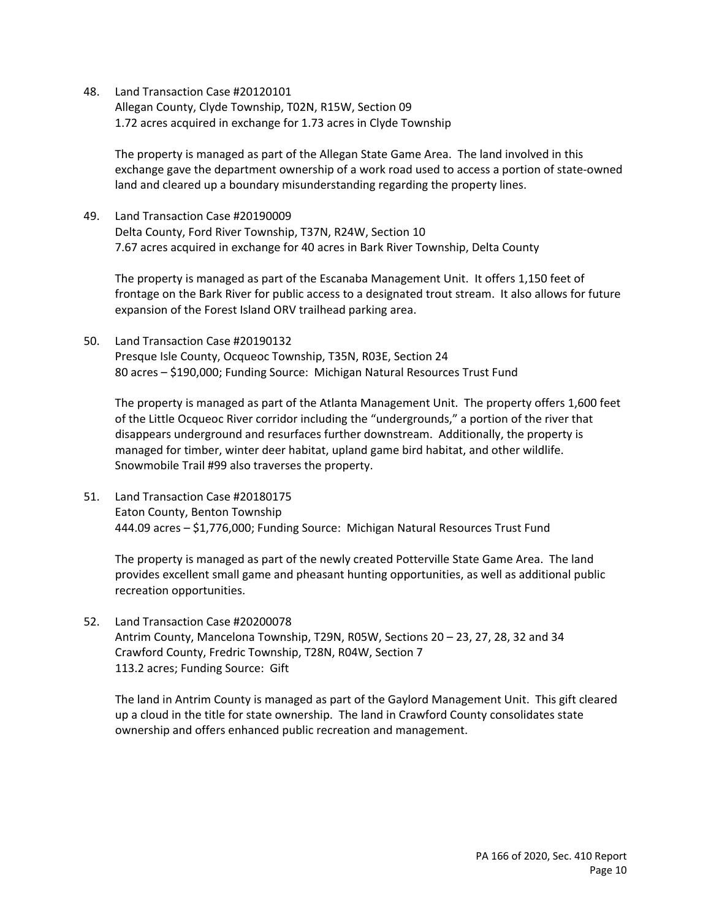48. Land Transaction Case #20120101
    Allegan County, Clyde Township, T02N, R15W, Section 09
    1.72 acres acquired in exchange for 1.73 acres in Clyde Township

    The property is managed as part of the Allegan State Game Area. The land involved in this exchange gave the department ownership of a work road used to access a portion of state-owned land and cleared up a boundary misunderstanding regarding the property lines.

49. Land Transaction Case #20190009
    Delta County, Ford River Township, T37N, R24W, Section 10
    7.67 acres acquired in exchange for 40 acres in Bark River Township, Delta County

    The property is managed as part of the Escanaba Management Unit. It offers 1,150 feet of frontage on the Bark River for public access to a designated trout stream. It also allows for future expansion of the Forest Island ORV trailhead parking area.

50. Land Transaction Case #20190132
    Presque Isle County, Ocqueoc Township, T35N, R03E, Section 24
    80 acres – $190,000; Funding Source: Michigan Natural Resources Trust Fund

    The property is managed as part of the Atlanta Management Unit. The property offers 1,600 feet of the Little Ocqueoc River corridor including the "undergrounds," a portion of the river that disappears underground and resurfaces further downstream. Additionally, the property is managed for timber, winter deer habitat, upland game bird habitat, and other wildlife. Snowmobile Trail #99 also traverses the property.

51. Land Transaction Case #20180175
    Eaton County, Benton Township
    444.09 acres – $1,776,000; Funding Source: Michigan Natural Resources Trust Fund

    The property is managed as part of the newly created Potterville State Game Area. The land provides excellent small game and pheasant hunting opportunities, as well as additional public recreation opportunities.

52. Land Transaction Case #20200078
    Antrim County, Mancelona Township, T29N, R05W, Sections 20 – 23, 27, 28, 32 and 34
    Crawford County, Fredric Township, T28N, R04W, Section 7
    113.2 acres; Funding Source: Gift

    The land in Antrim County is managed as part of the Gaylord Management Unit. This gift cleared up a cloud in the title for state ownership. The land in Crawford County consolidates state ownership and offers enhanced public recreation and management.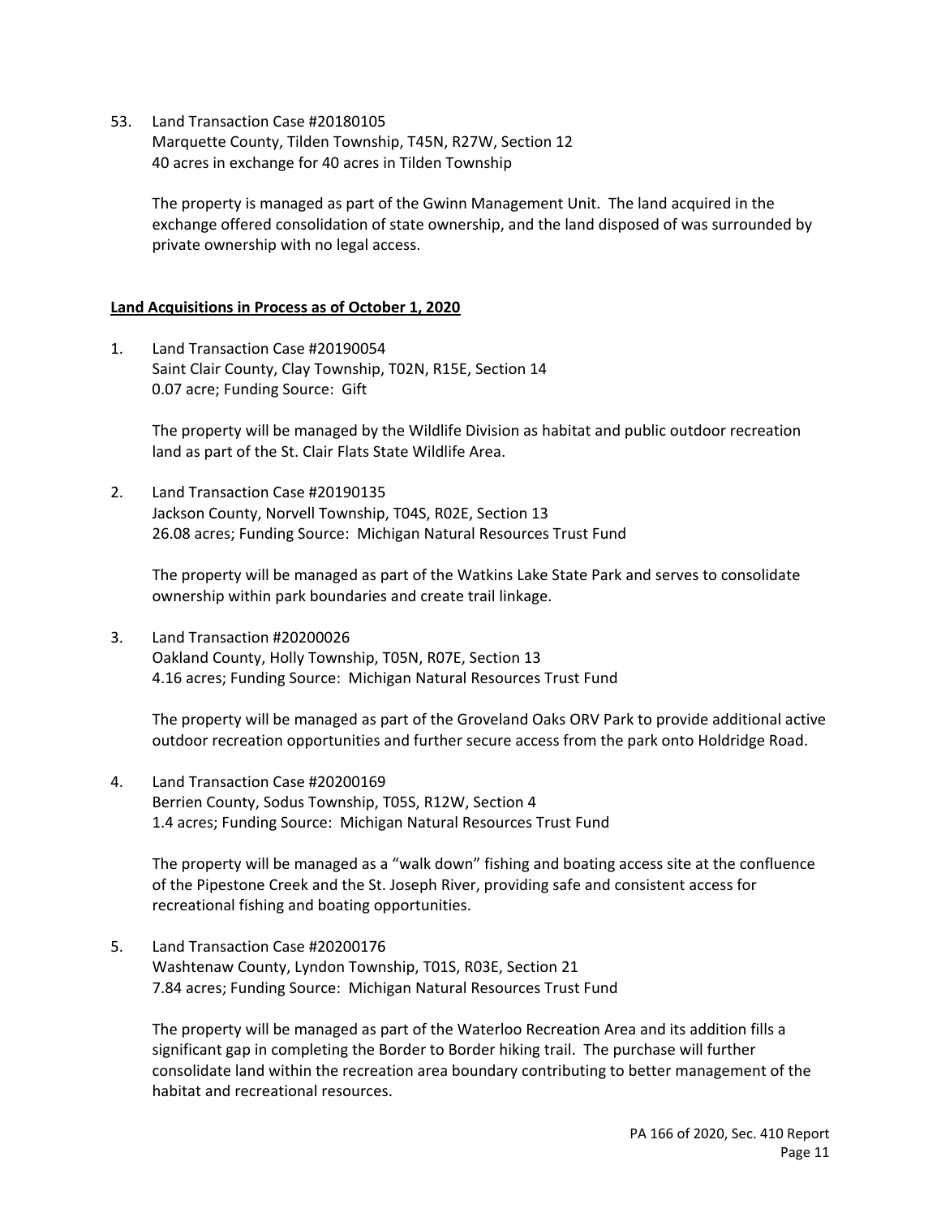53. Land Transaction Case #20180105
    Marquette County, Tilden Township, T45N, R27W, Section 12
    40 acres in exchange for 40 acres in Tilden Township

    The property is managed as part of the Gwinn Management Unit. The land acquired in the exchange offered consolidation of state ownership, and the land disposed of was surrounded by private ownership with no legal access.

**Land Acquisitions in Process as of October 1, 2020**

1. Land Transaction Case #20190054
   Saint Clair County, Clay Township, T02N, R15E, Section 14
   0.07 acre; Funding Source: Gift

   The property will be managed by the Wildlife Division as habitat and public outdoor recreation land as part of the St. Clair Flats State Wildlife Area.

2. Land Transaction Case #20190135
   Jackson County, Norvell Township, T04S, R02E, Section 13
   26.08 acres; Funding Source: Michigan Natural Resources Trust Fund

   The property will be managed as part of the Watkins Lake State Park and serves to consolidate ownership within park boundaries and create trail linkage.

3. Land Transaction #20200026
   Oakland County, Holly Township, T05N, R07E, Section 13
   4.16 acres; Funding Source: Michigan Natural Resources Trust Fund

   The property will be managed as part of the Groveland Oaks ORV Park to provide additional active outdoor recreation opportunities and further secure access from the park onto Holdridge Road.

4. Land Transaction Case #20200169
   Berrien County, Sodus Township, T05S, R12W, Section 4
   1.4 acres; Funding Source: Michigan Natural Resources Trust Fund

   The property will be managed as a "walk down" fishing and boating access site at the confluence of the Pipestone Creek and the St. Joseph River, providing safe and consistent access for recreational fishing and boating opportunities.

5. Land Transaction Case #20200176
   Washtenaw County, Lyndon Township, T01S, R03E, Section 21
   7.84 acres; Funding Source: Michigan Natural Resources Trust Fund

   The property will be managed as part of the Waterloo Recreation Area and its addition fills a significant gap in completing the Border to Border hiking trail. The purchase will further consolidate land within the recreation area boundary contributing to better management of the habitat and recreational resources.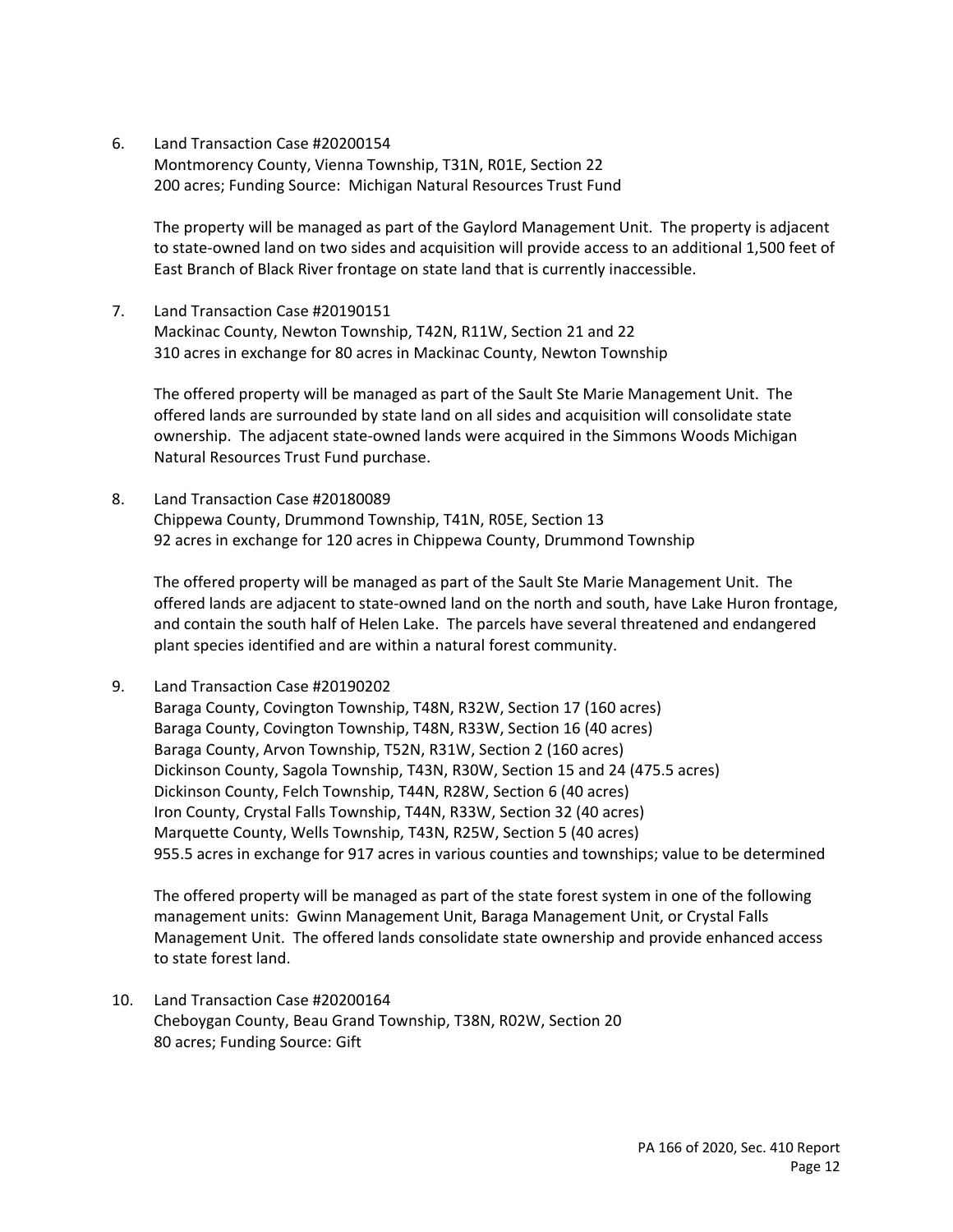6. Land Transaction Case #20200154
   Montmorency County, Vienna Township, T31N, R01E, Section 22
   200 acres; Funding Source: Michigan Natural Resources Trust Fund

   The property will be managed as part of the Gaylord Management Unit. The property is adjacent to state-owned land on two sides and acquisition will provide access to an additional 1,500 feet of East Branch of Black River frontage on state land that is currently inaccessible.

7. Land Transaction Case #20190151
   Mackinac County, Newton Township, T42N, R11W, Section 21 and 22
   310 acres in exchange for 80 acres in Mackinac County, Newton Township

   The offered property will be managed as part of the Sault Ste Marie Management Unit. The offered lands are surrounded by state land on all sides and acquisition will consolidate state ownership. The adjacent state-owned lands were acquired in the Simmons Woods Michigan Natural Resources Trust Fund purchase.

8. Land Transaction Case #20180089
   Chippewa County, Drummond Township, T41N, R05E, Section 13
   92 acres in exchange for 120 acres in Chippewa County, Drummond Township

   The offered property will be managed as part of the Sault Ste Marie Management Unit. The offered lands are adjacent to state-owned land on the north and south, have Lake Huron frontage, and contain the south half of Helen Lake. The parcels have several threatened and endangered plant species identified and are within a natural forest community.

9. Land Transaction Case #20190202
   Baraga County, Covington Township, T48N, R32W, Section 17 (160 acres)
   Baraga County, Covington Township, T48N, R33W, Section 16 (40 acres)
   Baraga County, Arvon Township, T52N, R31W, Section 2 (160 acres)
   Dickinson County, Sagola Township, T43N, R30W, Section 15 and 24 (475.5 acres)
   Dickinson County, Felch Township, T44N, R28W, Section 6 (40 acres)
   Iron County, Crystal Falls Township, T44N, R33W, Section 32 (40 acres)
   Marquette County, Wells Township, T43N, R25W, Section 5 (40 acres)
   955.5 acres in exchange for 917 acres in various counties and townships; value to be determined

   The offered property will be managed as part of the state forest system in one of the following management units: Gwinn Management Unit, Baraga Management Unit, or Crystal Falls Management Unit. The offered lands consolidate state ownership and provide enhanced access to state forest land.

10. Land Transaction Case #20200164
    Cheboygan County, Beau Grand Township, T38N, R02W, Section 20
    80 acres; Funding Source: Gift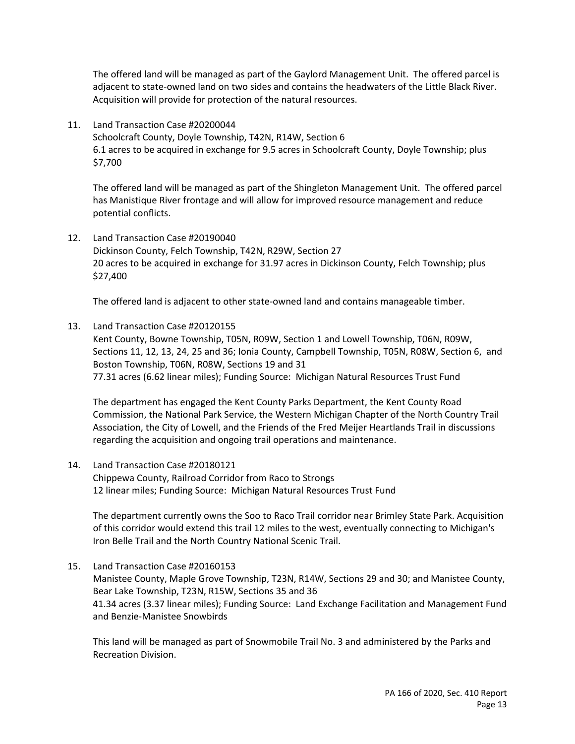The offered land will be managed as part of the Gaylord Management Unit. The offered parcel is adjacent to state-owned land on two sides and contains the headwaters of the Little Black River. Acquisition will provide for protection of the natural resources.

11. Land Transaction Case #20200044
    Schoolcraft County, Doyle Township, T42N, R14W, Section 6
    6.1 acres to be acquired in exchange for 9.5 acres in Schoolcraft County, Doyle Township; plus $7,700

    The offered land will be managed as part of the Shingleton Management Unit. The offered parcel has Manistique River frontage and will allow for improved resource management and reduce potential conflicts.

12. Land Transaction Case #20190040
    Dickinson County, Felch Township, T42N, R29W, Section 27
    20 acres to be acquired in exchange for 31.97 acres in Dickinson County, Felch Township; plus $27,400

    The offered land is adjacent to other state-owned land and contains manageable timber.

13. Land Transaction Case #20120155
    Kent County, Bowne Township, T05N, R09W, Section 1 and Lowell Township, T06N, R09W, Sections 11, 12, 13, 24, 25 and 36; Ionia County, Campbell Township, T05N, R08W, Section 6, and Boston Township, T06N, R08W, Sections 19 and 31
    77.31 acres (6.62 linear miles); Funding Source: Michigan Natural Resources Trust Fund

    The department has engaged the Kent County Parks Department, the Kent County Road Commission, the National Park Service, the Western Michigan Chapter of the North Country Trail Association, the City of Lowell, and the Friends of the Fred Meijer Heartlands Trail in discussions regarding the acquisition and ongoing trail operations and maintenance.

14. Land Transaction Case #20180121
    Chippewa County, Railroad Corridor from Raco to Strongs
    12 linear miles; Funding Source: Michigan Natural Resources Trust Fund

    The department currently owns the Soo to Raco Trail corridor near Brimley State Park. Acquisition of this corridor would extend this trail 12 miles to the west, eventually connecting to Michigan's Iron Belle Trail and the North Country National Scenic Trail.

15. Land Transaction Case #20160153
    Manistee County, Maple Grove Township, T23N, R14W, Sections 29 and 30; and Manistee County, Bear Lake Township, T23N, R15W, Sections 35 and 36
    41.34 acres (3.37 linear miles); Funding Source: Land Exchange Facilitation and Management Fund and Benzie-Manistee Snowbirds

    This land will be managed as part of Snowmobile Trail No. 3 and administered by the Parks and Recreation Division.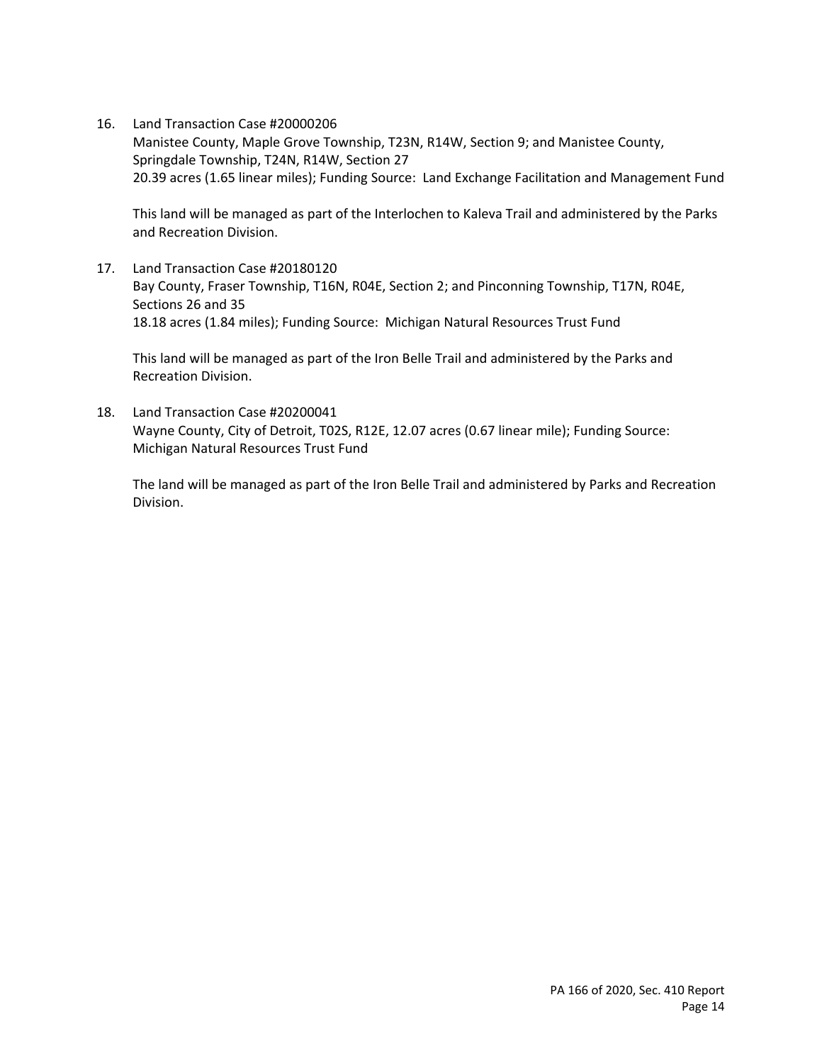16. Land Transaction Case #20000206
    Manistee County, Maple Grove Township, T23N, R14W, Section 9; and Manistee County, Springdale Township, T24N, R14W, Section 27
    20.39 acres (1.65 linear miles); Funding Source: Land Exchange Facilitation and Management Fund

    This land will be managed as part of the Interlochen to Kaleva Trail and administered by the Parks and Recreation Division.

17. Land Transaction Case #20180120
    Bay County, Fraser Township, T16N, R04E, Section 2; and Pinconning Township, T17N, R04E, Sections 26 and 35
    18.18 acres (1.84 miles); Funding Source: Michigan Natural Resources Trust Fund

    This land will be managed as part of the Iron Belle Trail and administered by the Parks and Recreation Division.

18. Land Transaction Case #20200041
    Wayne County, City of Detroit, T02S, R12E, 12.07 acres (0.67 linear mile); Funding Source: Michigan Natural Resources Trust Fund

    The land will be managed as part of the Iron Belle Trail and administered by Parks and Recreation Division.